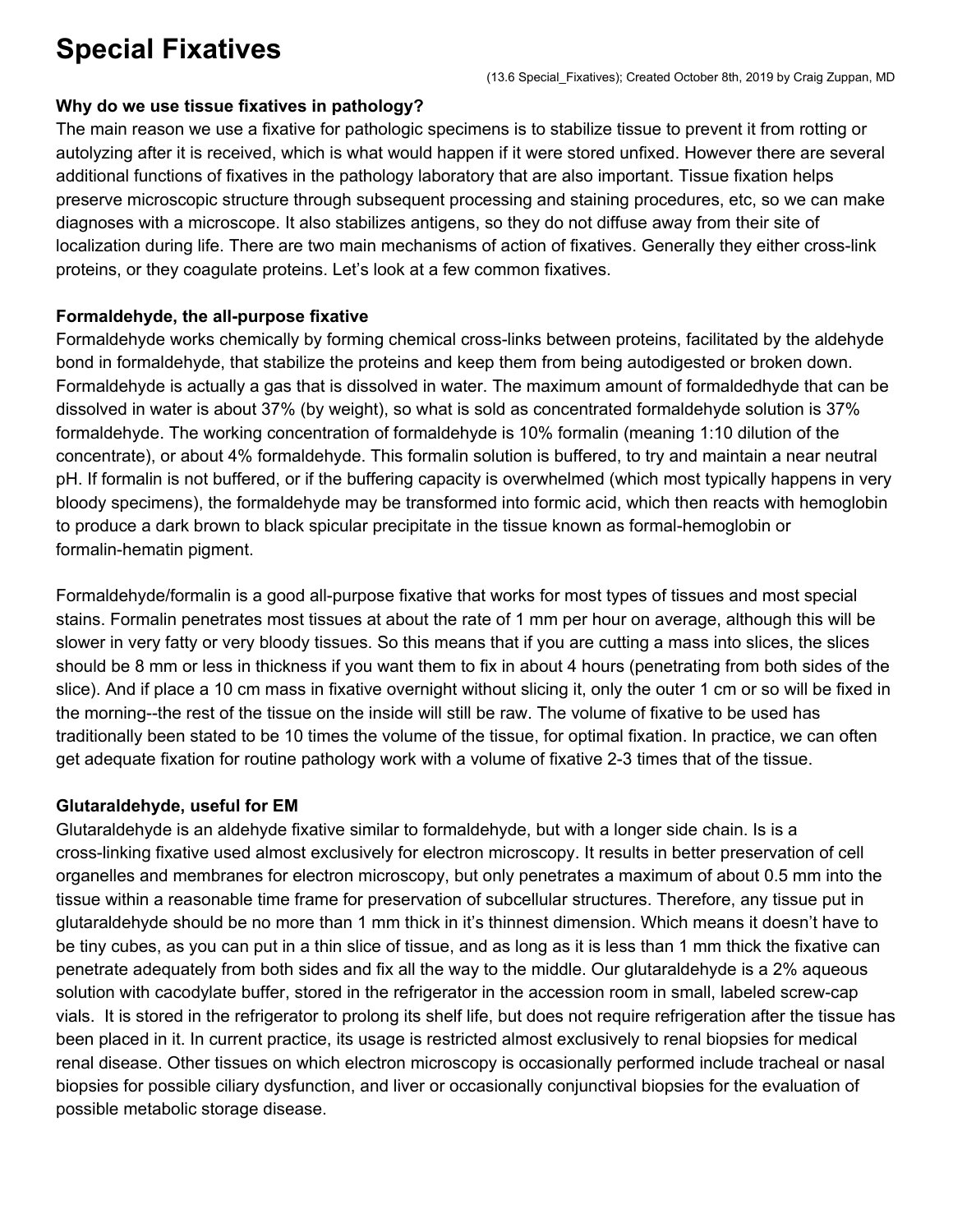# Special Fixatives

(13.6 Special_Fixatives); Created October 8th, 2019 by Craig Zuppan, MD

**Why do we use tissue fixatives in pathology?**

The main reason we use a fixative for pathologic specimens is to stabilize tissue to prevent it from rotting or autolyzing after it is received, which is what would happen if it were stored unfixed. However there are several additional functions of fixatives in the pathology laboratory that are also important. Tissue fixation helps preserve microscopic structure through subsequent processing and staining procedures, etc, so we can make diagnoses with a microscope. It also stabilizes antigens, so they do not diffuse away from their site of localization during life. There are two main mechanisms of action of fixatives. Generally they either cross-link proteins, or they coagulate proteins. Let's look at a few common fixatives.

**Formaldehyde, the all-purpose fixative**

Formaldehyde works chemically by forming chemical cross-links between proteins, facilitated by the aldehyde bond in formaldehyde, that stabilize the proteins and keep them from being autodigested or broken down. Formaldehyde is actually a gas that is dissolved in water. The maximum amount of formaldedhyde that can be dissolved in water is about 37% (by weight), so what is sold as concentrated formaldehyde solution is 37% formaldehyde. The working concentration of formaldehyde is 10% formalin (meaning 1:10 dilution of the concentrate), or about 4% formaldehyde. This formalin solution is buffered, to try and maintain a near neutral pH. If formalin is not buffered, or if the buffering capacity is overwhelmed (which most typically happens in very bloody specimens), the formaldehyde may be transformed into formic acid, which then reacts with hemoglobin to produce a dark brown to black spicular precipitate in the tissue known as formal-hemoglobin or formalin-hematin pigment.

Formaldehyde/formalin is a good all-purpose fixative that works for most types of tissues and most special stains. Formalin penetrates most tissues at about the rate of 1 mm per hour on average, although this will be slower in very fatty or very bloody tissues. So this means that if you are cutting a mass into slices, the slices should be 8 mm or less in thickness if you want them to fix in about 4 hours (penetrating from both sides of the slice). And if place a 10 cm mass in fixative overnight without slicing it, only the outer 1 cm or so will be fixed in the morning--the rest of the tissue on the inside will still be raw. The volume of fixative to be used has traditionally been stated to be 10 times the volume of the tissue, for optimal fixation. In practice, we can often get adequate fixation for routine pathology work with a volume of fixative 2-3 times that of the tissue.

**Glutaraldehyde, useful for EM**

Glutaraldehyde is an aldehyde fixative similar to formaldehyde, but with a longer side chain. Is is a cross-linking fixative used almost exclusively for electron microscopy. It results in better preservation of cell organelles and membranes for electron microscopy, but only penetrates a maximum of about 0.5 mm into the tissue within a reasonable time frame for preservation of subcellular structures. Therefore, any tissue put in glutaraldehyde should be no more than 1 mm thick in it's thinnest dimension. Which means it doesn't have to be tiny cubes, as you can put in a thin slice of tissue, and as long as it is less than 1 mm thick the fixative can penetrate adequately from both sides and fix all the way to the middle. Our glutaraldehyde is a 2% aqueous solution with cacodylate buffer, stored in the refrigerator in the accession room in small, labeled screw-cap vials. It is stored in the refrigerator to prolong its shelf life, but does not require refrigeration after the tissue has been placed in it. In current practice, its usage is restricted almost exclusively to renal biopsies for medical renal disease. Other tissues on which electron microscopy is occasionally performed include tracheal or nasal biopsies for possible ciliary dysfunction, and liver or occasionally conjunctival biopsies for the evaluation of possible metabolic storage disease.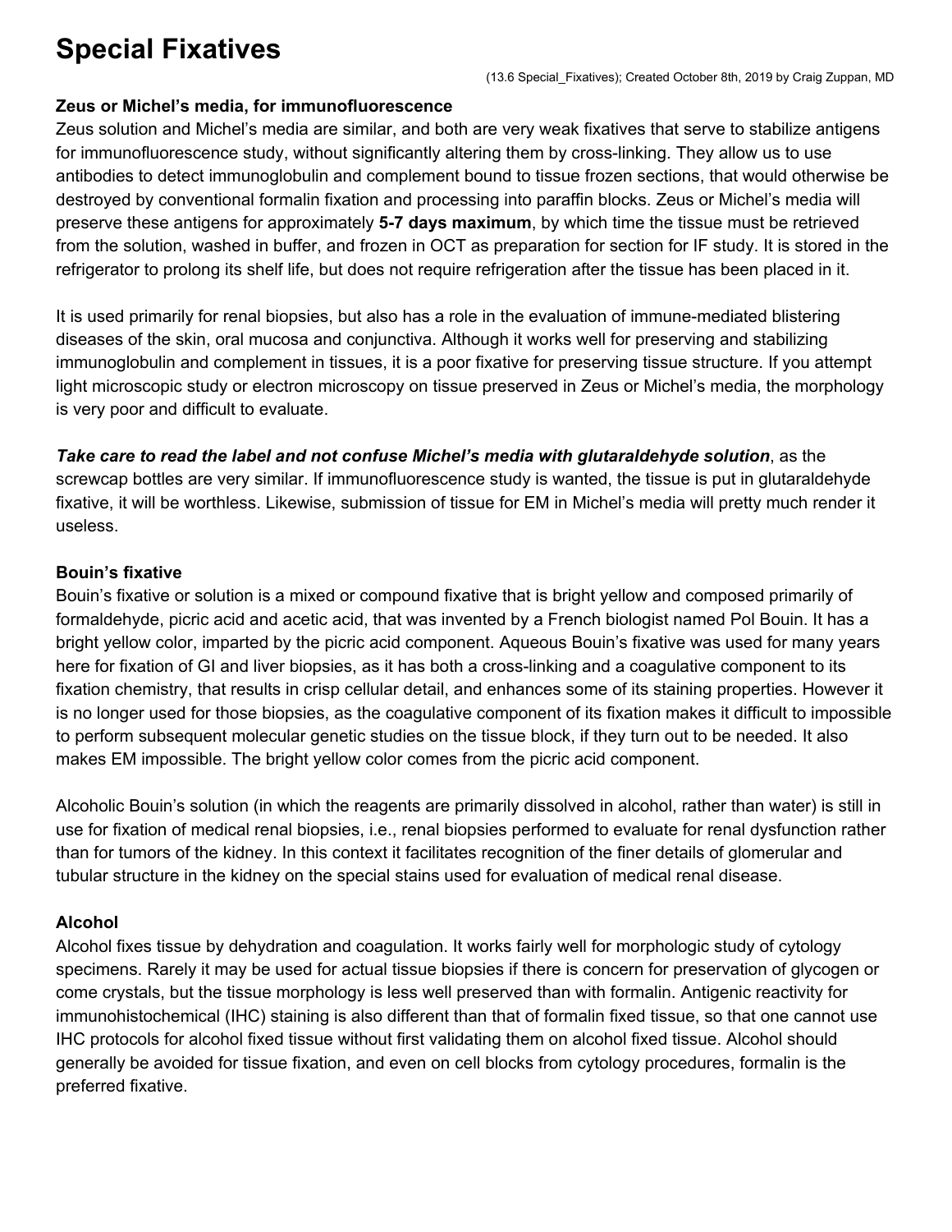# Special Fixatives

(13.6 Special_Fixatives); Created October 8th, 2019 by Craig Zuppan, MD

### Zeus or Michel's media, for immunofluorescence

Zeus solution and Michel's media are similar, and both are very weak fixatives that serve to stabilize antigens for immunofluorescence study, without significantly altering them by cross-linking. They allow us to use antibodies to detect immunoglobulin and complement bound to tissue frozen sections, that would otherwise be destroyed by conventional formalin fixation and processing into paraffin blocks. Zeus or Michel's media will preserve these antigens for approximately **5-7 days maximum**, by which time the tissue must be retrieved from the solution, washed in buffer, and frozen in OCT as preparation for section for IF study. It is stored in the refrigerator to prolong its shelf life, but does not require refrigeration after the tissue has been placed in it.

It is used primarily for renal biopsies, but also has a role in the evaluation of immune-mediated blistering diseases of the skin, oral mucosa and conjunctiva. Although it works well for preserving and stabilizing immunoglobulin and complement in tissues, it is a poor fixative for preserving tissue structure. If you attempt light microscopic study or electron microscopy on tissue preserved in Zeus or Michel's media, the morphology is very poor and difficult to evaluate.

***Take care to read the label and not confuse Michel's media with glutaraldehyde solution***, as the screwcap bottles are very similar. If immunofluorescence study is wanted, the tissue is put in glutaraldehyde fixative, it will be worthless. Likewise, submission of tissue for EM in Michel's media will pretty much render it useless.

### Bouin's fixative

Bouin's fixative or solution is a mixed or compound fixative that is bright yellow and composed primarily of formaldehyde, picric acid and acetic acid, that was invented by a French biologist named Pol Bouin. It has a bright yellow color, imparted by the picric acid component. Aqueous Bouin's fixative was used for many years here for fixation of GI and liver biopsies, as it has both a cross-linking and a coagulative component to its fixation chemistry, that results in crisp cellular detail, and enhances some of its staining properties. However it is no longer used for those biopsies, as the coagulative component of its fixation makes it difficult to impossible to perform subsequent molecular genetic studies on the tissue block, if they turn out to be needed. It also makes EM impossible. The bright yellow color comes from the picric acid component.

Alcoholic Bouin's solution (in which the reagents are primarily dissolved in alcohol, rather than water) is still in use for fixation of medical renal biopsies, i.e., renal biopsies performed to evaluate for renal dysfunction rather than for tumors of the kidney. In this context it facilitates recognition of the finer details of glomerular and tubular structure in the kidney on the special stains used for evaluation of medical renal disease.

### Alcohol

Alcohol fixes tissue by dehydration and coagulation. It works fairly well for morphologic study of cytology specimens. Rarely it may be used for actual tissue biopsies if there is concern for preservation of glycogen or come crystals, but the tissue morphology is less well preserved than with formalin. Antigenic reactivity for immunohistochemical (IHC) staining is also different than that of formalin fixed tissue, so that one cannot use IHC protocols for alcohol fixed tissue without first validating them on alcohol fixed tissue. Alcohol should generally be avoided for tissue fixation, and even on cell blocks from cytology procedures, formalin is the preferred fixative.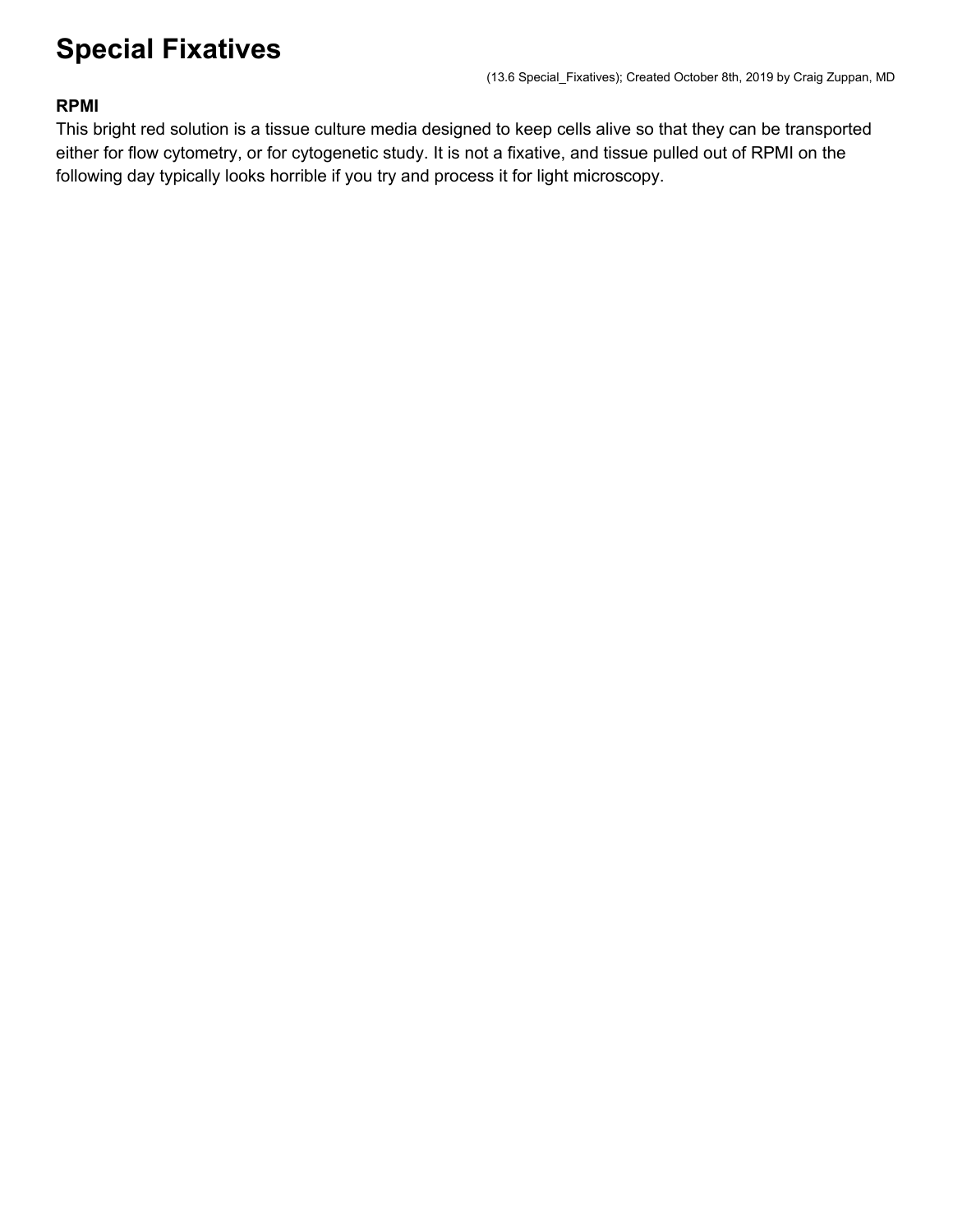# Special Fixatives

(13.6 Special_Fixatives); Created October 8th, 2019 by Craig Zuppan, MD

**RPMI**

This bright red solution is a tissue culture media designed to keep cells alive so that they can be transported either for flow cytometry, or for cytogenetic study. It is not a fixative, and tissue pulled out of RPMI on the following day typically looks horrible if you try and process it for light microscopy.